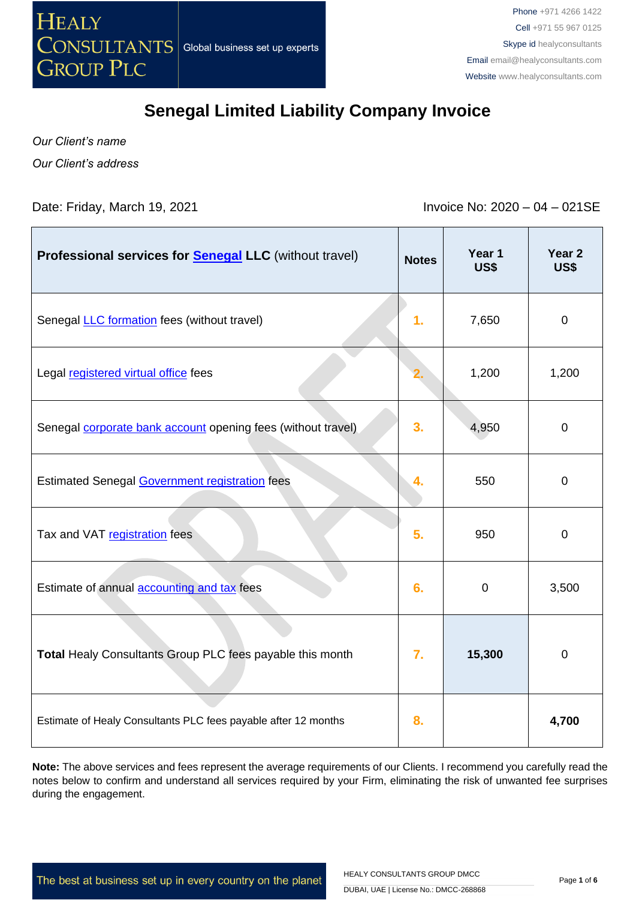# Senegal Limited Liability Company Invoice

*Our Client's name*

*Our Client's address*

Date: Friday, March 19, 2021

Invoice No: 2020 – 04 – 021SE

| **Professional services for Senegal LLC** (without travel) | **Notes** | **Year 1 US$** | **Year 2 US$** |
|---|---|---|---|
| Senegal LLC formation fees (without travel) | 1. | 7,650 | 0 |
| Legal registered virtual office fees | 2. | 1,200 | 1,200 |
| Senegal corporate bank account opening fees (without travel) | 3. | 4,950 | 0 |
| Estimated Senegal Government registration fees | 4. | 550 | 0 |
| Tax and VAT registration fees | 5. | 950 | 0 |
| Estimate of annual accounting and tax fees | 6. | 0 | 3,500 |
| **Total** Healy Consultants Group PLC fees payable this month | 7. | **15,300** | 0 |
| Estimate of Healy Consultants PLC fees payable after 12 months | 8. | | **4,700** |

**Note:** The above services and fees represent the average requirements of our Clients. I recommend you carefully read the notes below to confirm and understand all services required by your Firm, eliminating the risk of unwanted fee surprises during the engagement.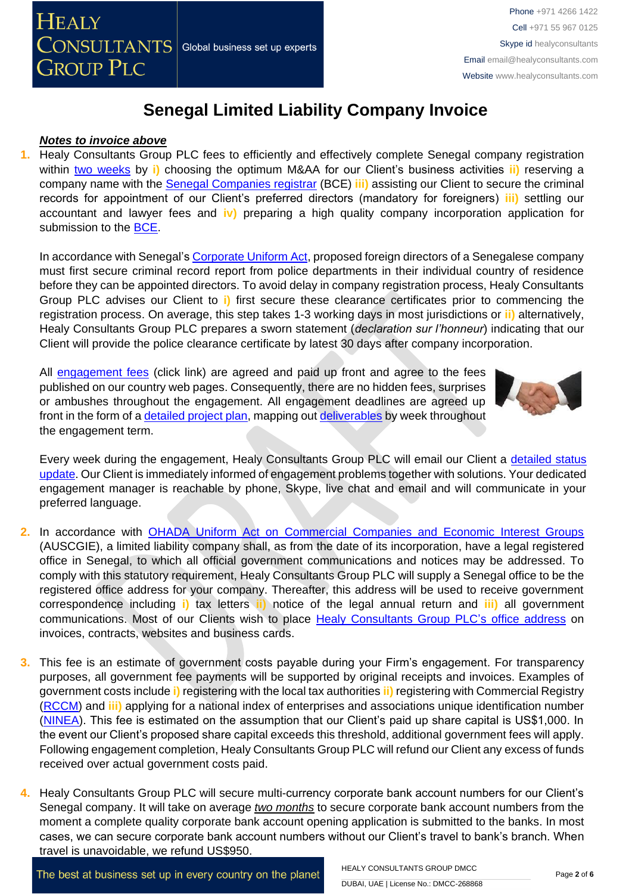# Senegal Limited Liability Company Invoice

***Notes to invoice above***

1. Healy Consultants Group PLC fees to efficiently and effectively complete Senegal company registration within two weeks by **i)** choosing the optimum M&AA for our Client's business activities **ii)** reserving a company name with the Senegal Companies registrar (BCE) **iii)** assisting our Client to secure the criminal records for appointment of our Client's preferred directors (mandatory for foreigners) **iii)** settling our accountant and lawyer fees and **iv)** preparing a high quality company incorporation application for submission to the BCE.

   In accordance with Senegal's Corporate Uniform Act, proposed foreign directors of a Senegalese company must first secure criminal record report from police departments in their individual country of residence before they can be appointed directors. To avoid delay in company registration process, Healy Consultants Group PLC advises our Client to **i)** first secure these clearance certificates prior to commencing the registration process. On average, this step takes 1-3 working days in most jurisdictions or **ii)** alternatively, Healy Consultants Group PLC prepares a sworn statement (*declaration sur l'honneur*) indicating that our Client will provide the police clearance certificate by latest 30 days after company incorporation.

   All engagement fees (click link) are agreed and paid up front and agree to the fees published on our country web pages. Consequently, there are no hidden fees, surprises or ambushes throughout the engagement. All engagement deadlines are agreed up front in the form of a detailed project plan, mapping out deliverables by week throughout the engagement term.

   Every week during the engagement, Healy Consultants Group PLC will email our Client a detailed status update. Our Client is immediately informed of engagement problems together with solutions. Your dedicated engagement manager is reachable by phone, Skype, live chat and email and will communicate in your preferred language.

2. In accordance with OHADA Uniform Act on Commercial Companies and Economic Interest Groups (AUSCGIE), a limited liability company shall, as from the date of its incorporation, have a legal registered office in Senegal, to which all official government communications and notices may be addressed. To comply with this statutory requirement, Healy Consultants Group PLC will supply a Senegal office to be the registered office address for your company. Thereafter, this address will be used to receive government correspondence including **i)** tax letters **ii)** notice of the legal annual return and **iii)** all government communications. Most of our Clients wish to place Healy Consultants Group PLC's office address on invoices, contracts, websites and business cards.

3. This fee is an estimate of government costs payable during your Firm's engagement. For transparency purposes, all government fee payments will be supported by original receipts and invoices. Examples of government costs include **i)** registering with the local tax authorities **ii)** registering with Commercial Registry (RCCM) and **iii)** applying for a national index of enterprises and associations unique identification number (NINEA). This fee is estimated on the assumption that our Client's paid up share capital is US$1,000. In the event our Client's proposed share capital exceeds this threshold, additional government fees will apply. Following engagement completion, Healy Consultants Group PLC will refund our Client any excess of funds received over actual government costs paid.

4. Healy Consultants Group PLC will secure multi-currency corporate bank account numbers for our Client's Senegal company. It will take on average *two months* to secure corporate bank account numbers from the moment a complete quality corporate bank account opening application is submitted to the banks. In most cases, we can secure corporate bank account numbers without our Client's travel to bank's branch. When travel is unavoidable, we refund US$950.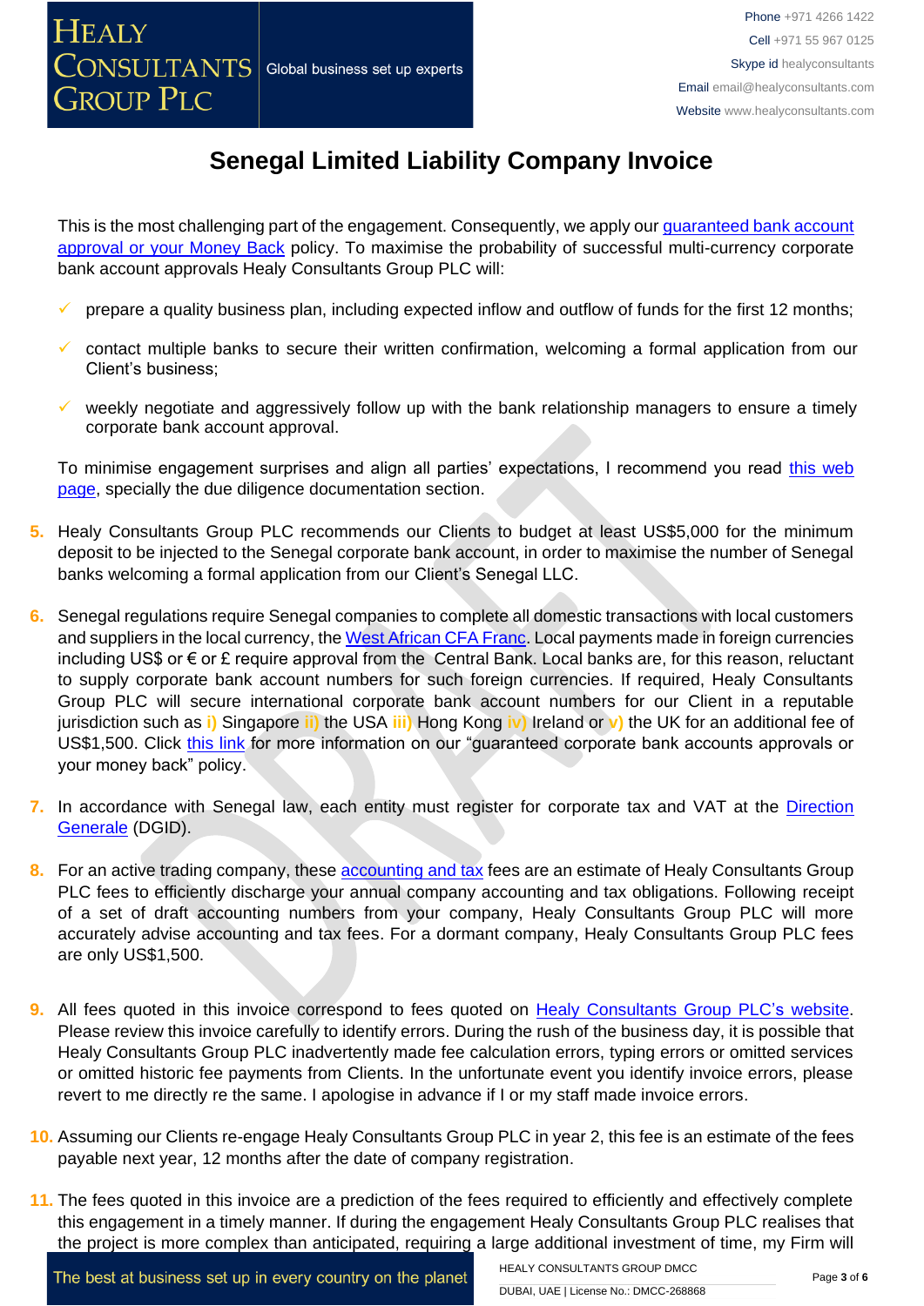# Senegal Limited Liability Company Invoice

This is the most challenging part of the engagement. Consequently, we apply our [guaranteed bank account approval or your Money Back]() policy. To maximise the probability of successful multi-currency corporate bank account approvals Healy Consultants Group PLC will:

- prepare a quality business plan, including expected inflow and outflow of funds for the first 12 months;
- contact multiple banks to secure their written confirmation, welcoming a formal application from our Client's business;
- weekly negotiate and aggressively follow up with the bank relationship managers to ensure a timely corporate bank account approval.

To minimise engagement surprises and align all parties' expectations, I recommend you read [this web page](), specially the due diligence documentation section.

5. Healy Consultants Group PLC recommends our Clients to budget at least US$5,000 for the minimum deposit to be injected to the Senegal corporate bank account, in order to maximise the number of Senegal banks welcoming a formal application from our Client's Senegal LLC.

6. Senegal regulations require Senegal companies to complete all domestic transactions with local customers and suppliers in the local currency, the [West African CFA Franc](). Local payments made in foreign currencies including US$ or € or £ require approval from the Central Bank. Local banks are, for this reason, reluctant to supply corporate bank account numbers for such foreign currencies. If required, Healy Consultants Group PLC will secure international corporate bank account numbers for our Client in a reputable jurisdiction such as **i)** Singapore **ii)** the USA **iii)** Hong Kong **iv)** Ireland or **v)** the UK for an additional fee of US$1,500. Click [this link]() for more information on our "guaranteed corporate bank accounts approvals or your money back" policy.

7. In accordance with Senegal law, each entity must register for corporate tax and VAT at the [Direction Generale]() (DGID).

8. For an active trading company, these [accounting and tax]() fees are an estimate of Healy Consultants Group PLC fees to efficiently discharge your annual company accounting and tax obligations. Following receipt of a set of draft accounting numbers from your company, Healy Consultants Group PLC will more accurately advise accounting and tax fees. For a dormant company, Healy Consultants Group PLC fees are only US$1,500.

9. All fees quoted in this invoice correspond to fees quoted on [Healy Consultants Group PLC's website](). Please review this invoice carefully to identify errors. During the rush of the business day, it is possible that Healy Consultants Group PLC inadvertently made fee calculation errors, typing errors or omitted services or omitted historic fee payments from Clients. In the unfortunate event you identify invoice errors, please revert to me directly re the same. I apologise in advance if I or my staff made invoice errors.

10. Assuming our Clients re-engage Healy Consultants Group PLC in year 2, this fee is an estimate of the fees payable next year, 12 months after the date of company registration.

11. The fees quoted in this invoice are a prediction of the fees required to efficiently and effectively complete this engagement in a timely manner. If during the engagement Healy Consultants Group PLC realises that the project is more complex than anticipated, requiring a large additional investment of time, my Firm will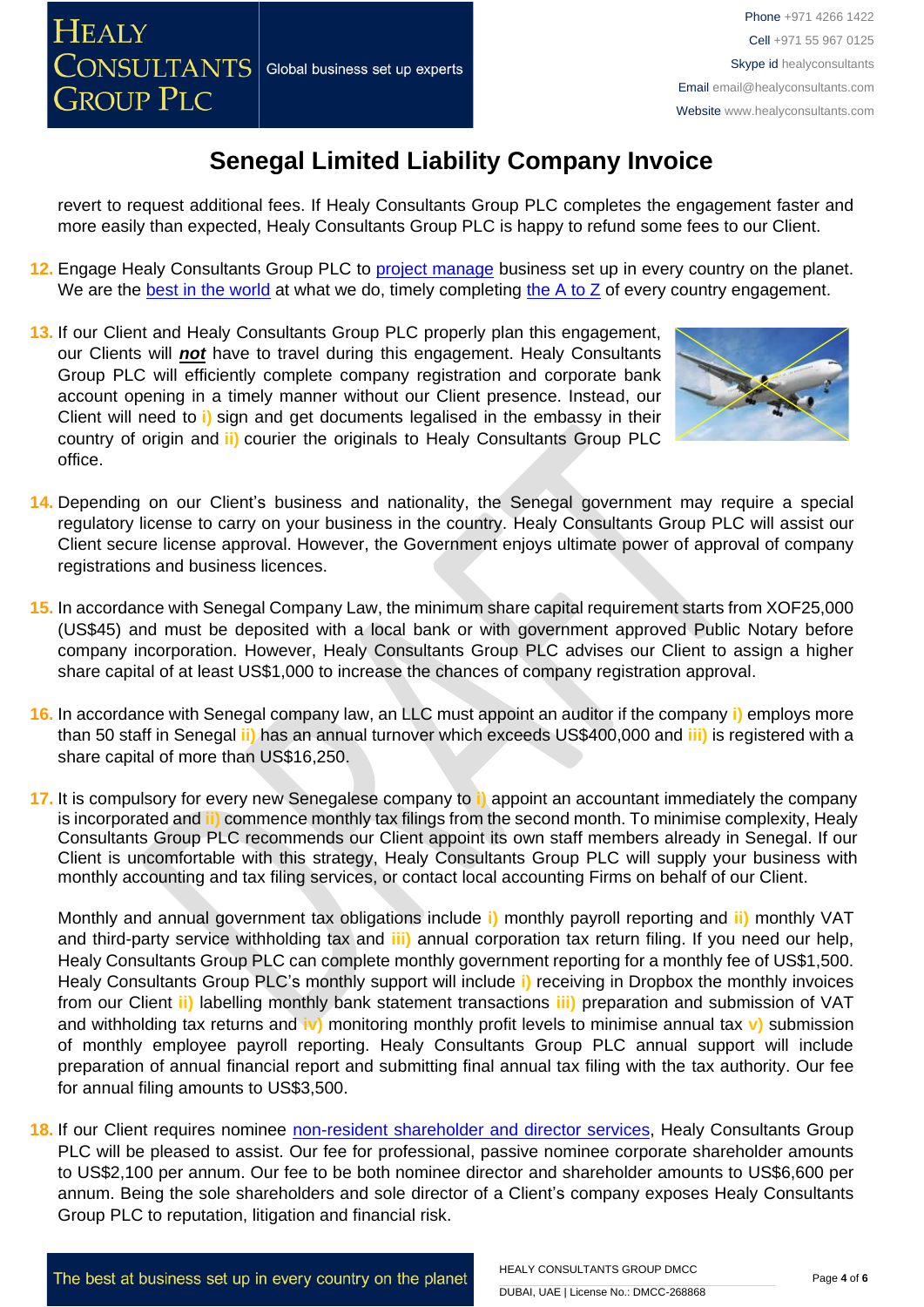# Senegal Limited Liability Company Invoice

revert to request additional fees. If Healy Consultants Group PLC completes the engagement faster and more easily than expected, Healy Consultants Group PLC is happy to refund some fees to our Client.

12. Engage Healy Consultants Group PLC to project manage business set up in every country on the planet. We are the best in the world at what we do, timely completing the A to Z of every country engagement.

13. If our Client and Healy Consultants Group PLC properly plan this engagement, our Clients will ***not*** have to travel during this engagement. Healy Consultants Group PLC will efficiently complete company registration and corporate bank account opening in a timely manner without our Client presence. Instead, our Client will need to i) sign and get documents legalised in the embassy in their country of origin and ii) courier the originals to Healy Consultants Group PLC office.

14. Depending on our Client's business and nationality, the Senegal government may require a special regulatory license to carry on your business in the country. Healy Consultants Group PLC will assist our Client secure license approval. However, the Government enjoys ultimate power of approval of company registrations and business licences.

15. In accordance with Senegal Company Law, the minimum share capital requirement starts from XOF25,000 (US$45) and must be deposited with a local bank or with government approved Public Notary before company incorporation. However, Healy Consultants Group PLC advises our Client to assign a higher share capital of at least US$1,000 to increase the chances of company registration approval.

16. In accordance with Senegal company law, an LLC must appoint an auditor if the company i) employs more than 50 staff in Senegal ii) has an annual turnover which exceeds US$400,000 and iii) is registered with a share capital of more than US$16,250.

17. It is compulsory for every new Senegalese company to i) appoint an accountant immediately the company is incorporated and ii) commence monthly tax filings from the second month. To minimise complexity, Healy Consultants Group PLC recommends our Client appoint its own staff members already in Senegal. If our Client is uncomfortable with this strategy, Healy Consultants Group PLC will supply your business with monthly accounting and tax filing services, or contact local accounting Firms on behalf of our Client.

    Monthly and annual government tax obligations include i) monthly payroll reporting and ii) monthly VAT and third-party service withholding tax and iii) annual corporation tax return filing. If you need our help, Healy Consultants Group PLC can complete monthly government reporting for a monthly fee of US$1,500. Healy Consultants Group PLC's monthly support will include i) receiving in Dropbox the monthly invoices from our Client ii) labelling monthly bank statement transactions iii) preparation and submission of VAT and withholding tax returns and iv) monitoring monthly profit levels to minimise annual tax v) submission of monthly employee payroll reporting. Healy Consultants Group PLC annual support will include preparation of annual financial report and submitting final annual tax filing with the tax authority. Our fee for annual filing amounts to US$3,500.

18. If our Client requires nominee non-resident shareholder and director services, Healy Consultants Group PLC will be pleased to assist. Our fee for professional, passive nominee corporate shareholder amounts to US$2,100 per annum. Our fee to be both nominee director and shareholder amounts to US$6,600 per annum. Being the sole shareholders and sole director of a Client's company exposes Healy Consultants Group PLC to reputation, litigation and financial risk.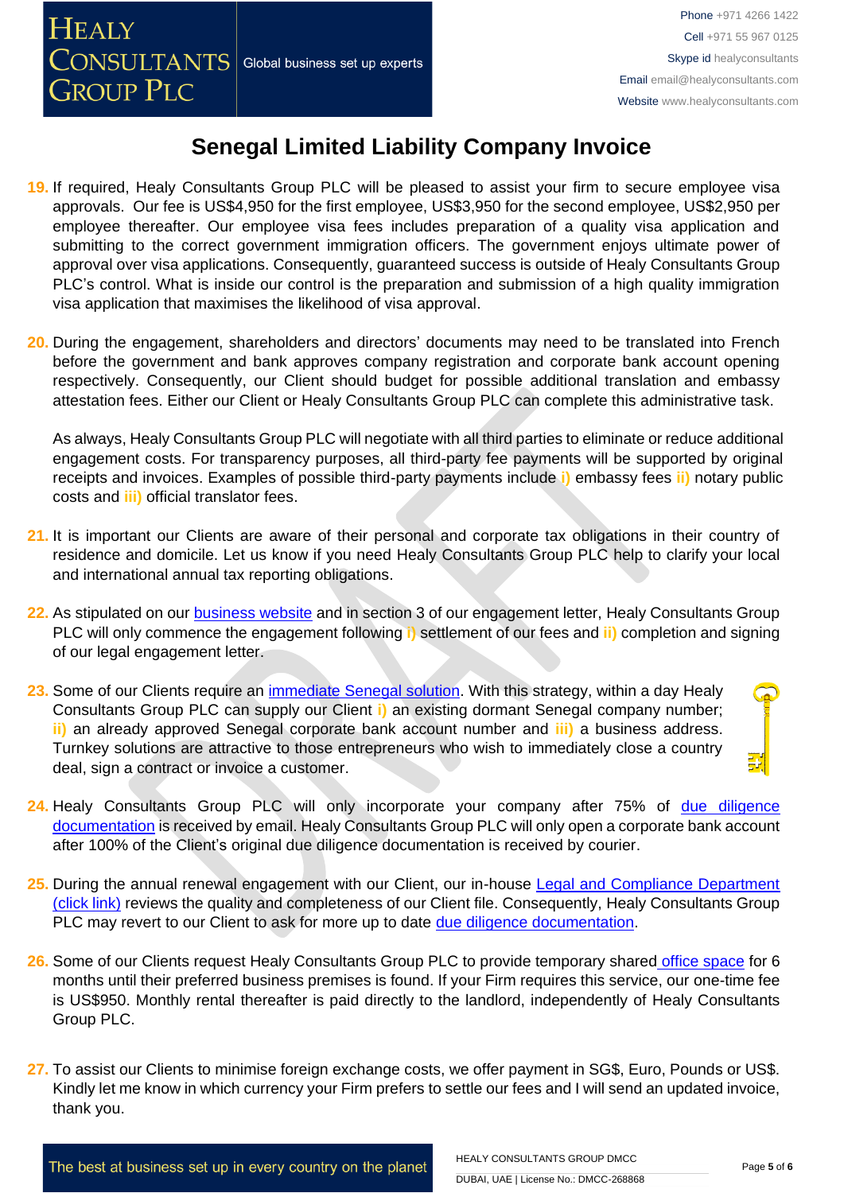# Senegal Limited Liability Company Invoice

19. If required, Healy Consultants Group PLC will be pleased to assist your firm to secure employee visa approvals. Our fee is US$4,950 for the first employee, US$3,950 for the second employee, US$2,950 per employee thereafter. Our employee visa fees includes preparation of a quality visa application and submitting to the correct government immigration officers. The government enjoys ultimate power of approval over visa applications. Consequently, guaranteed success is outside of Healy Consultants Group PLC's control. What is inside our control is the preparation and submission of a high quality immigration visa application that maximises the likelihood of visa approval.

20. During the engagement, shareholders and directors' documents may need to be translated into French before the government and bank approves company registration and corporate bank account opening respectively. Consequently, our Client should budget for possible additional translation and embassy attestation fees. Either our Client or Healy Consultants Group PLC can complete this administrative task.

    As always, Healy Consultants Group PLC will negotiate with all third parties to eliminate or reduce additional engagement costs. For transparency purposes, all third-party fee payments will be supported by original receipts and invoices. Examples of possible third-party payments include **i)** embassy fees **ii)** notary public costs and **iii)** official translator fees.

21. It is important our Clients are aware of their personal and corporate tax obligations in their country of residence and domicile. Let us know if you need Healy Consultants Group PLC help to clarify your local and international annual tax reporting obligations.

22. As stipulated on our business website and in section 3 of our engagement letter, Healy Consultants Group PLC will only commence the engagement following **i)** settlement of our fees and **ii)** completion and signing of our legal engagement letter.

23. Some of our Clients require an immediate Senegal solution. With this strategy, within a day Healy Consultants Group PLC can supply our Client **i)** an existing dormant Senegal company number; **ii)** an already approved Senegal corporate bank account number and **iii)** a business address. Turnkey solutions are attractive to those entrepreneurs who wish to immediately close a country deal, sign a contract or invoice a customer.

24. Healy Consultants Group PLC will only incorporate your company after 75% of due diligence documentation is received by email. Healy Consultants Group PLC will only open a corporate bank account after 100% of the Client's original due diligence documentation is received by courier.

25. During the annual renewal engagement with our Client, our in-house Legal and Compliance Department (click link) reviews the quality and completeness of our Client file. Consequently, Healy Consultants Group PLC may revert to our Client to ask for more up to date due diligence documentation.

26. Some of our Clients request Healy Consultants Group PLC to provide temporary shared office space for 6 months until their preferred business premises is found. If your Firm requires this service, our one-time fee is US$950. Monthly rental thereafter is paid directly to the landlord, independently of Healy Consultants Group PLC.

27. To assist our Clients to minimise foreign exchange costs, we offer payment in SG$, Euro, Pounds or US$. Kindly let me know in which currency your Firm prefers to settle our fees and I will send an updated invoice, thank you.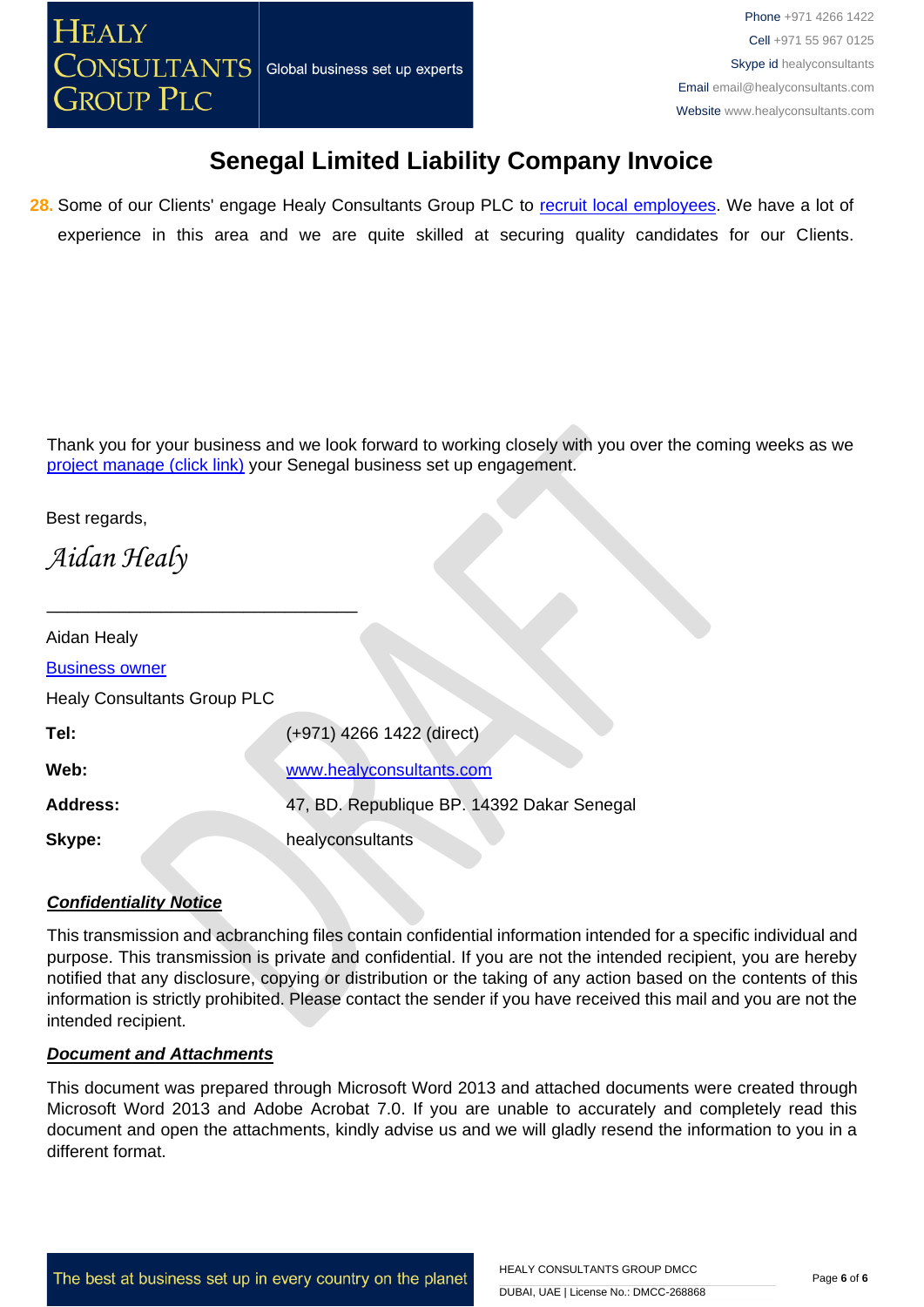28. Some of our Clients' engage Healy Consultants Group PLC to recruit local employees. We have a lot of experience in this area and we are quite skilled at securing quality candidates for our Clients.

Thank you for your business and we look forward to working closely with you over the coming weeks as we project manage (click link) your Senegal business set up engagement.

Best regards,

*Aidan Healy*

________________________________

Aidan Healy

Business owner

Healy Consultants Group PLC

| | |
|---|---|
| **Tel:** | (+971) 4266 1422 (direct) |
| **Web:** | www.healyconsultants.com |
| **Address:** | 47, BD. Republique BP. 14392 Dakar Senegal |
| **Skype:** | healyconsultants |

***Confidentiality Notice***

This transmission and acbranching files contain confidential information intended for a specific individual and purpose. This transmission is private and confidential. If you are not the intended recipient, you are hereby notified that any disclosure, copying or distribution or the taking of any action based on the contents of this information is strictly prohibited. Please contact the sender if you have received this mail and you are not the intended recipient.

***Document and Attachments***

This document was prepared through Microsoft Word 2013 and attached documents were created through Microsoft Word 2013 and Adobe Acrobat 7.0. If you are unable to accurately and completely read this document and open the attachments, kindly advise us and we will gladly resend the information to you in a different format.